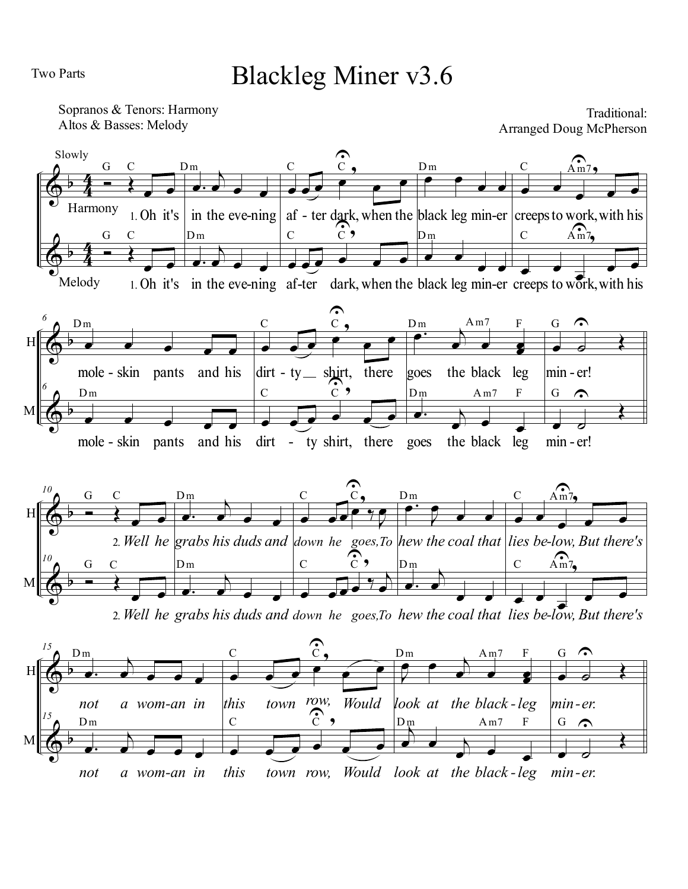Two Parts

# Blackleg Miner v3.6

Sopranos & Tenors: Harmony
Altos & Basses: Melody

Traditional:
Arranged Doug McPherson

Slowly

1. Oh it's in the eve-ning af-ter dark, when the black leg min-er creeps to work, with his mole-skin pants and his dirt-ty shirt, there goes the black leg min-er!

2. *Well he grabs his duds and down he goes, To hew the coal that lies be-low, But there's not a wom-an in this town row, Would look at the black-leg min-er.*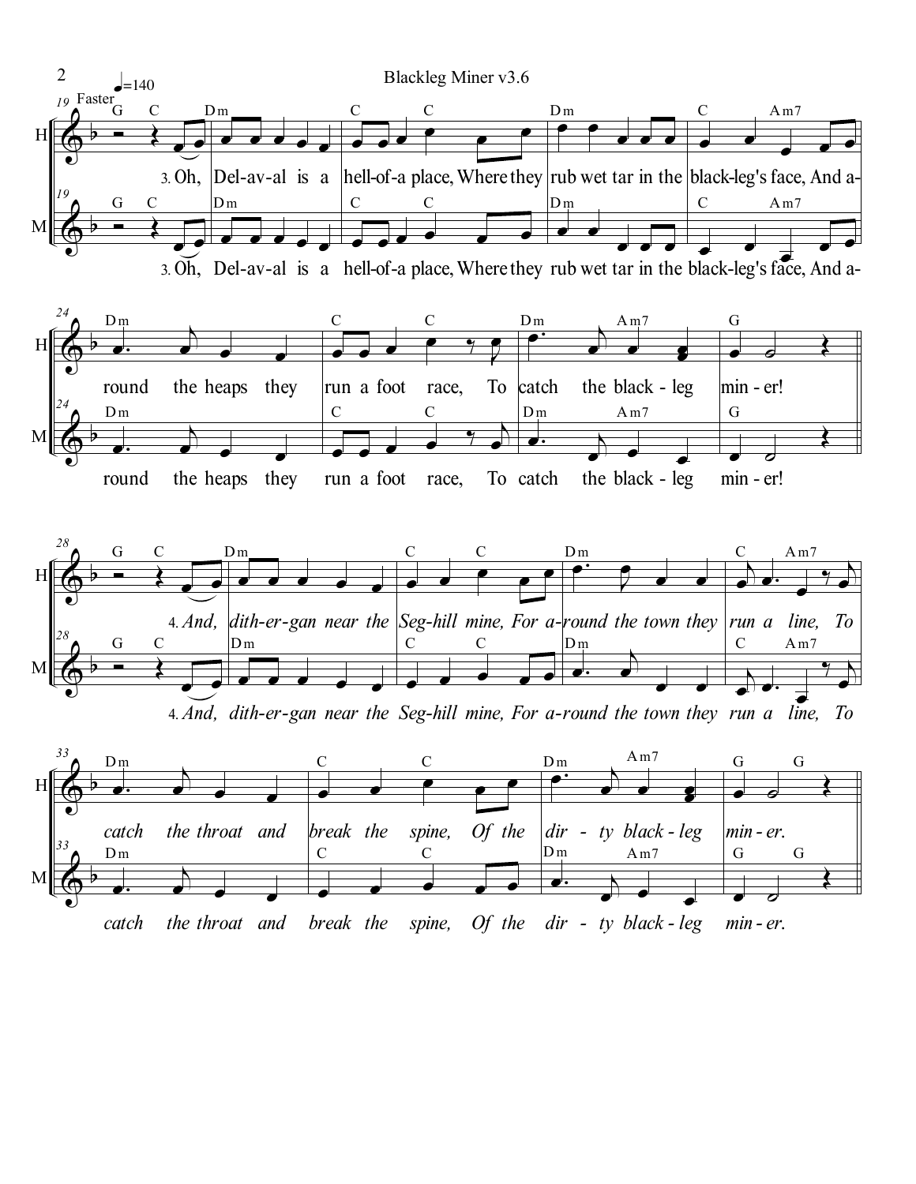Faster ♩=140

3. Oh, Del-av-al is a hell-of-a place, Where they rub wet tar in the black-leg's face, And a-round the heaps they run a foot race, To catch the black-leg min-er!

4. *And, dith-er-gan near the Seg-hill mine, For a-round the town they run a line, To catch the throat and break the spine, Of the dir-ty black-leg min-er.*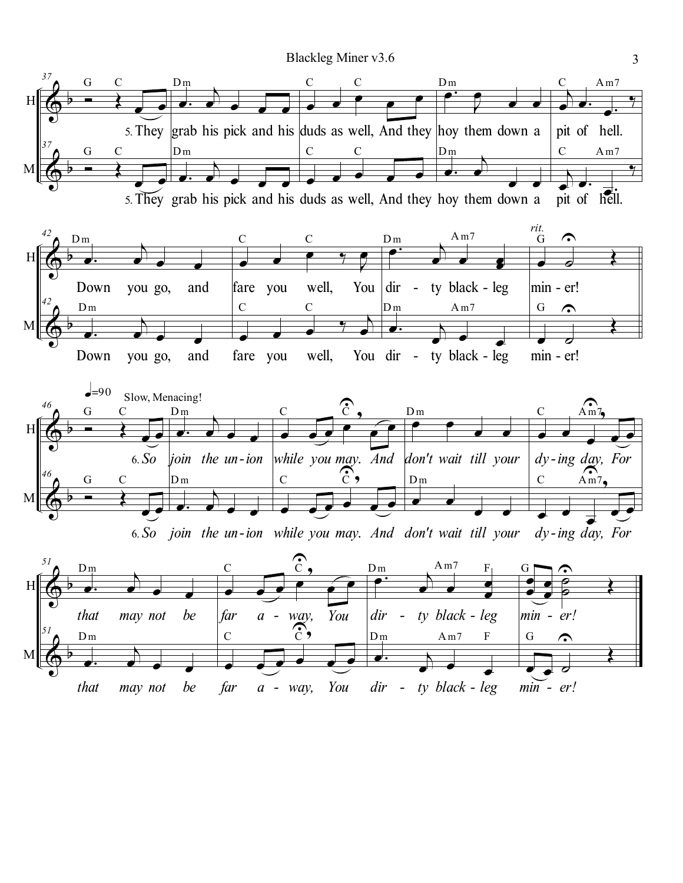Blackleg Miner v3.6

5. They grab his pick and his duds as well, And they hoy them down a pit of hell.
Down you go, and fare you well, You dir - ty black - leg min - er!

♩=90 Slow, Menacing!

6. *So join the un - ion while you may. And don't wait till your dy - ing day, For*
*that may not be far a - way, You dir - ty black - leg min - er!*